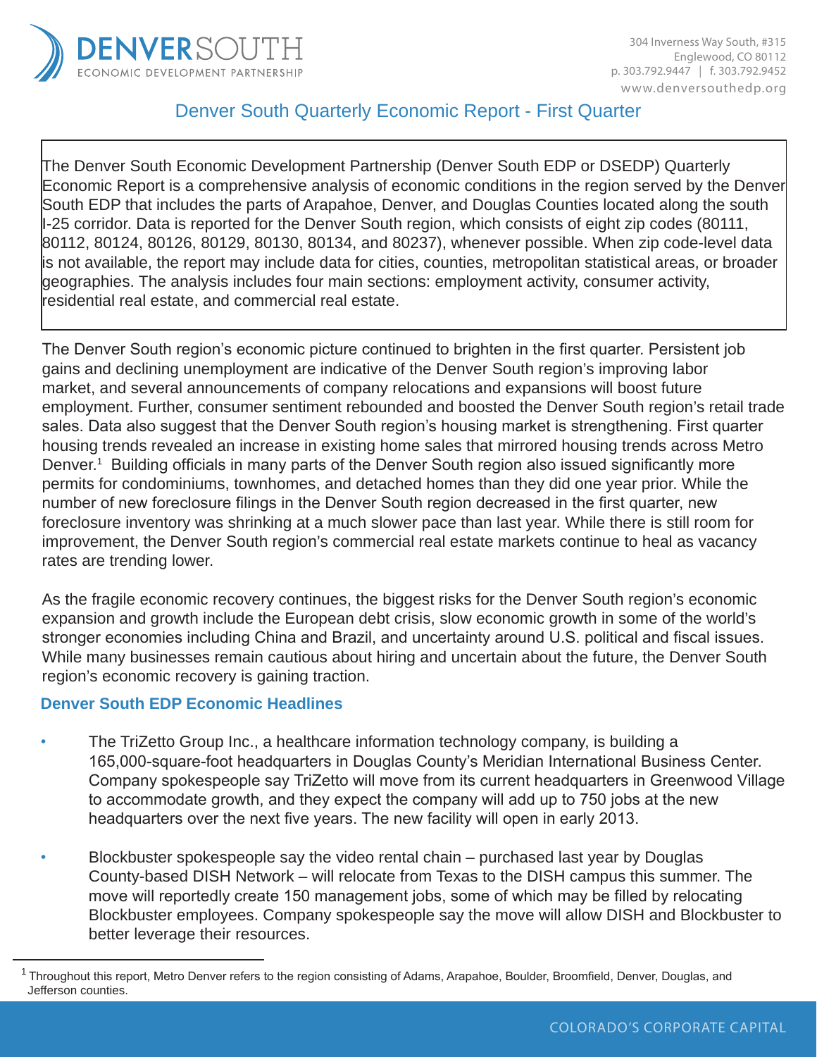# Denver South Quarterly Economic Report - First Quarter

The Denver South Economic Development Partnership (Denver South EDP or DSEDP) Quarterly Economic Report is a comprehensive analysis of economic conditions in the region served by the Denver South EDP that includes the parts of Arapahoe, Denver, and Douglas Counties located along the south I-25 corridor. Data is reported for the Denver South region, which consists of eight zip codes (80111, 80112, 80124, 80126, 80129, 80130, 80134, and 80237), whenever possible. When zip code-level data is not available, the report may include data for cities, counties, metropolitan statistical areas, or broader geographies. The analysis includes four main sections: employment activity, consumer activity, residential real estate, and commercial real estate.

The Denver South region's economic picture continued to brighten in the first quarter. Persistent job gains and declining unemployment are indicative of the Denver South region's improving labor market, and several announcements of company relocations and expansions will boost future employment. Further, consumer sentiment rebounded and boosted the Denver South region's retail trade sales. Data also suggest that the Denver South region's housing market is strengthening. First quarter housing trends revealed an increase in existing home sales that mirrored housing trends across Metro Denver.[1] Building officials in many parts of the Denver South region also issued significantly more permits for condominiums, townhomes, and detached homes than they did one year prior. While the number of new foreclosure filings in the Denver South region decreased in the first quarter, new foreclosure inventory was shrinking at a much slower pace than last year. While there is still room for improvement, the Denver South region's commercial real estate markets continue to heal as vacancy rates are trending lower.

As the fragile economic recovery continues, the biggest risks for the Denver South region's economic expansion and growth include the European debt crisis, slow economic growth in some of the world's stronger economies including China and Brazil, and uncertainty around U.S. political and fiscal issues. While many businesses remain cautious about hiring and uncertain about the future, the Denver South region's economic recovery is gaining traction.

## Denver South EDP Economic Headlines

- The TriZetto Group Inc., a healthcare information technology company, is building a 165,000-square-foot headquarters in Douglas County's Meridian International Business Center. Company spokespeople say TriZetto will move from its current headquarters in Greenwood Village to accommodate growth, and they expect the company will add up to 750 jobs at the new headquarters over the next five years. The new facility will open in early 2013.

- Blockbuster spokespeople say the video rental chain – purchased last year by Douglas County-based DISH Network – will relocate from Texas to the DISH campus this summer. The move will reportedly create 150 management jobs, some of which may be filled by relocating Blockbuster employees. Company spokespeople say the move will allow DISH and Blockbuster to better leverage their resources.

[1] Throughout this report, Metro Denver refers to the region consisting of Adams, Arapahoe, Boulder, Broomfield, Denver, Douglas, and Jefferson counties.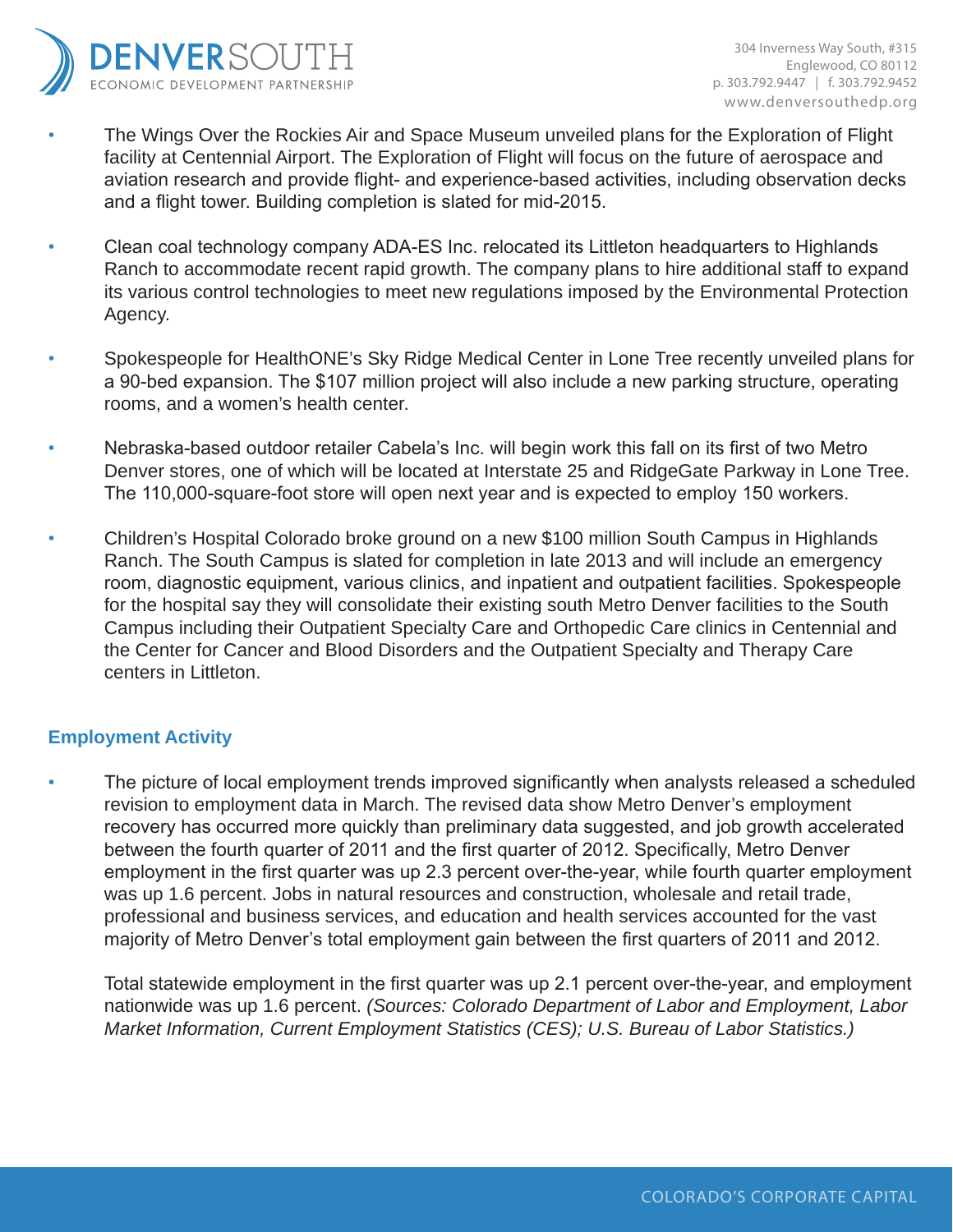- The Wings Over the Rockies Air and Space Museum unveiled plans for the Exploration of Flight facility at Centennial Airport. The Exploration of Flight will focus on the future of aerospace and aviation research and provide flight- and experience-based activities, including observation decks and a flight tower. Building completion is slated for mid-2015.

- Clean coal technology company ADA-ES Inc. relocated its Littleton headquarters to Highlands Ranch to accommodate recent rapid growth. The company plans to hire additional staff to expand its various control technologies to meet new regulations imposed by the Environmental Protection Agency.

- Spokespeople for HealthONE's Sky Ridge Medical Center in Lone Tree recently unveiled plans for a 90-bed expansion. The $107 million project will also include a new parking structure, operating rooms, and a women's health center.

- Nebraska-based outdoor retailer Cabela's Inc. will begin work this fall on its first of two Metro Denver stores, one of which will be located at Interstate 25 and RidgeGate Parkway in Lone Tree. The 110,000-square-foot store will open next year and is expected to employ 150 workers.

- Children's Hospital Colorado broke ground on a new $100 million South Campus in Highlands Ranch. The South Campus is slated for completion in late 2013 and will include an emergency room, diagnostic equipment, various clinics, and inpatient and outpatient facilities. Spokespeople for the hospital say they will consolidate their existing south Metro Denver facilities to the South Campus including their Outpatient Specialty Care and Orthopedic Care clinics in Centennial and the Center for Cancer and Blood Disorders and the Outpatient Specialty and Therapy Care centers in Littleton.

## Employment Activity

- The picture of local employment trends improved significantly when analysts released a scheduled revision to employment data in March. The revised data show Metro Denver's employment recovery has occurred more quickly than preliminary data suggested, and job growth accelerated between the fourth quarter of 2011 and the first quarter of 2012. Specifically, Metro Denver employment in the first quarter was up 2.3 percent over-the-year, while fourth quarter employment was up 1.6 percent. Jobs in natural resources and construction, wholesale and retail trade, professional and business services, and education and health services accounted for the vast majority of Metro Denver's total employment gain between the first quarters of 2011 and 2012.

  Total statewide employment in the first quarter was up 2.1 percent over-the-year, and employment nationwide was up 1.6 percent. *(Sources: Colorado Department of Labor and Employment, Labor Market Information, Current Employment Statistics (CES); U.S. Bureau of Labor Statistics.)*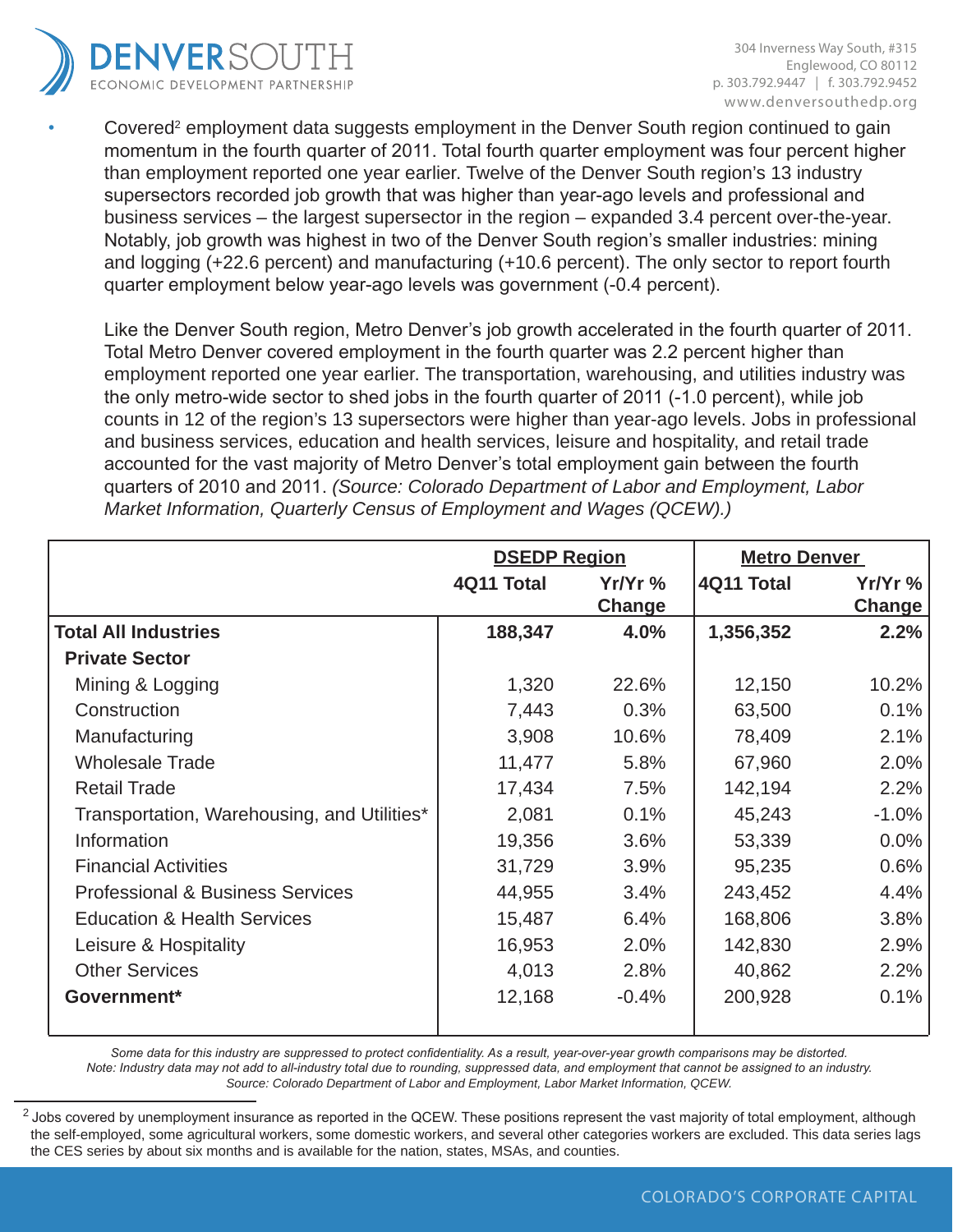- Covered[2] employment data suggests employment in the Denver South region continued to gain momentum in the fourth quarter of 2011. Total fourth quarter employment was four percent higher than employment reported one year earlier. Twelve of the Denver South region's 13 industry supersectors recorded job growth that was higher than year-ago levels and professional and business services – the largest supersector in the region – expanded 3.4 percent over-the-year. Notably, job growth was highest in two of the Denver South region's smaller industries: mining and logging (+22.6 percent) and manufacturing (+10.6 percent). The only sector to report fourth quarter employment below year-ago levels was government (-0.4 percent).

  Like the Denver South region, Metro Denver's job growth accelerated in the fourth quarter of 2011. Total Metro Denver covered employment in the fourth quarter was 2.2 percent higher than employment reported one year earlier. The transportation, warehousing, and utilities industry was the only metro-wide sector to shed jobs in the fourth quarter of 2011 (-1.0 percent), while job counts in 12 of the region's 13 supersectors were higher than year-ago levels. Jobs in professional and business services, education and health services, leisure and hospitality, and retail trade accounted for the vast majority of Metro Denver's total employment gain between the fourth quarters of 2010 and 2011. *(Source: Colorado Department of Labor and Employment, Labor Market Information, Quarterly Census of Employment and Wages (QCEW).)*

| | DSEDP Region | | Metro Denver | |
|---|---|---|---|---|
| | 4Q11 Total | Yr/Yr % Change | 4Q11 Total | Yr/Yr % Change |
| **Total All Industries** | **188,347** | **4.0%** | **1,356,352** | **2.2%** |
| **Private Sector** | | | | |
| Mining & Logging | 1,320 | 22.6% | 12,150 | 10.2% |
| Construction | 7,443 | 0.3% | 63,500 | 0.1% |
| Manufacturing | 3,908 | 10.6% | 78,409 | 2.1% |
| Wholesale Trade | 11,477 | 5.8% | 67,960 | 2.0% |
| Retail Trade | 17,434 | 7.5% | 142,194 | 2.2% |
| Transportation, Warehousing, and Utilities* | 2,081 | 0.1% | 45,243 | -1.0% |
| Information | 19,356 | 3.6% | 53,339 | 0.0% |
| Financial Activities | 31,729 | 3.9% | 95,235 | 0.6% |
| Professional & Business Services | 44,955 | 3.4% | 243,452 | 4.4% |
| Education & Health Services | 15,487 | 6.4% | 168,806 | 3.8% |
| Leisure & Hospitality | 16,953 | 2.0% | 142,830 | 2.9% |
| Other Services | 4,013 | 2.8% | 40,862 | 2.2% |
| **Government*** | 12,168 | -0.4% | 200,928 | 0.1% |

*Some data for this industry are suppressed to protect confidentiality. As a result, year-over-year growth comparisons may be distorted.*
*Note: Industry data may not add to all-industry total due to rounding, suppressed data, and employment that cannot be assigned to an industry.*
*Source: Colorado Department of Labor and Employment, Labor Market Information, QCEW.*

[2] Jobs covered by unemployment insurance as reported in the QCEW. These positions represent the vast majority of total employment, although the self-employed, some agricultural workers, some domestic workers, and several other categories workers are excluded. This data series lags the CES series by about six months and is available for the nation, states, MSAs, and counties.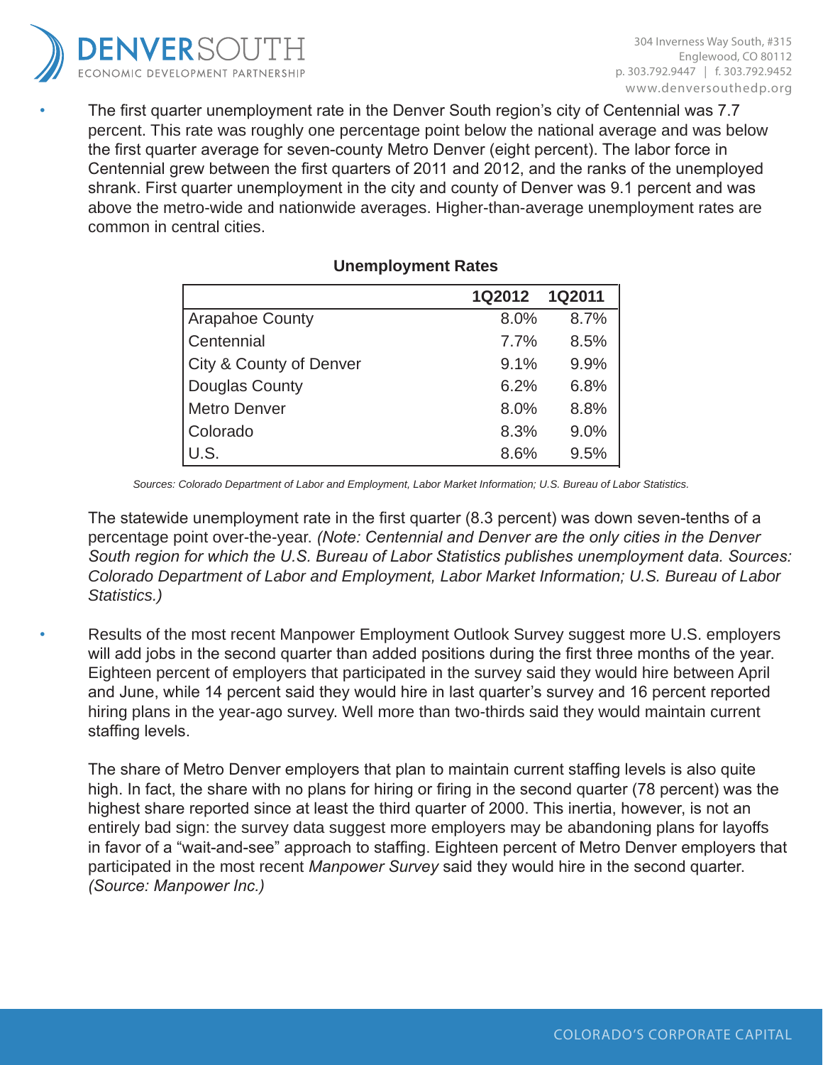- The first quarter unemployment rate in the Denver South region's city of Centennial was 7.7 percent. This rate was roughly one percentage point below the national average and was below the first quarter average for seven-county Metro Denver (eight percent). The labor force in Centennial grew between the first quarters of 2011 and 2012, and the ranks of the unemployed shrank. First quarter unemployment in the city and county of Denver was 9.1 percent and was above the metro-wide and nationwide averages. Higher-than-average unemployment rates are common in central cities.

**Unemployment Rates**

| | 1Q2012 | 1Q2011 |
|---|---|---|
| Arapahoe County | 8.0% | 8.7% |
| Centennial | 7.7% | 8.5% |
| City & County of Denver | 9.1% | 9.9% |
| Douglas County | 6.2% | 6.8% |
| Metro Denver | 8.0% | 8.8% |
| Colorado | 8.3% | 9.0% |
| U.S. | 8.6% | 9.5% |

*Sources: Colorado Department of Labor and Employment, Labor Market Information; U.S. Bureau of Labor Statistics.*

The statewide unemployment rate in the first quarter (8.3 percent) was down seven-tenths of a percentage point over-the-year. *(Note: Centennial and Denver are the only cities in the Denver South region for which the U.S. Bureau of Labor Statistics publishes unemployment data. Sources: Colorado Department of Labor and Employment, Labor Market Information; U.S. Bureau of Labor Statistics.)*

- Results of the most recent Manpower Employment Outlook Survey suggest more U.S. employers will add jobs in the second quarter than added positions during the first three months of the year. Eighteen percent of employers that participated in the survey said they would hire between April and June, while 14 percent said they would hire in last quarter's survey and 16 percent reported hiring plans in the year-ago survey. Well more than two-thirds said they would maintain current staffing levels.

  The share of Metro Denver employers that plan to maintain current staffing levels is also quite high. In fact, the share with no plans for hiring or firing in the second quarter (78 percent) was the highest share reported since at least the third quarter of 2000. This inertia, however, is not an entirely bad sign: the survey data suggest more employers may be abandoning plans for layoffs in favor of a "wait-and-see" approach to staffing. Eighteen percent of Metro Denver employers that participated in the most recent *Manpower Survey* said they would hire in the second quarter. *(Source: Manpower Inc.)*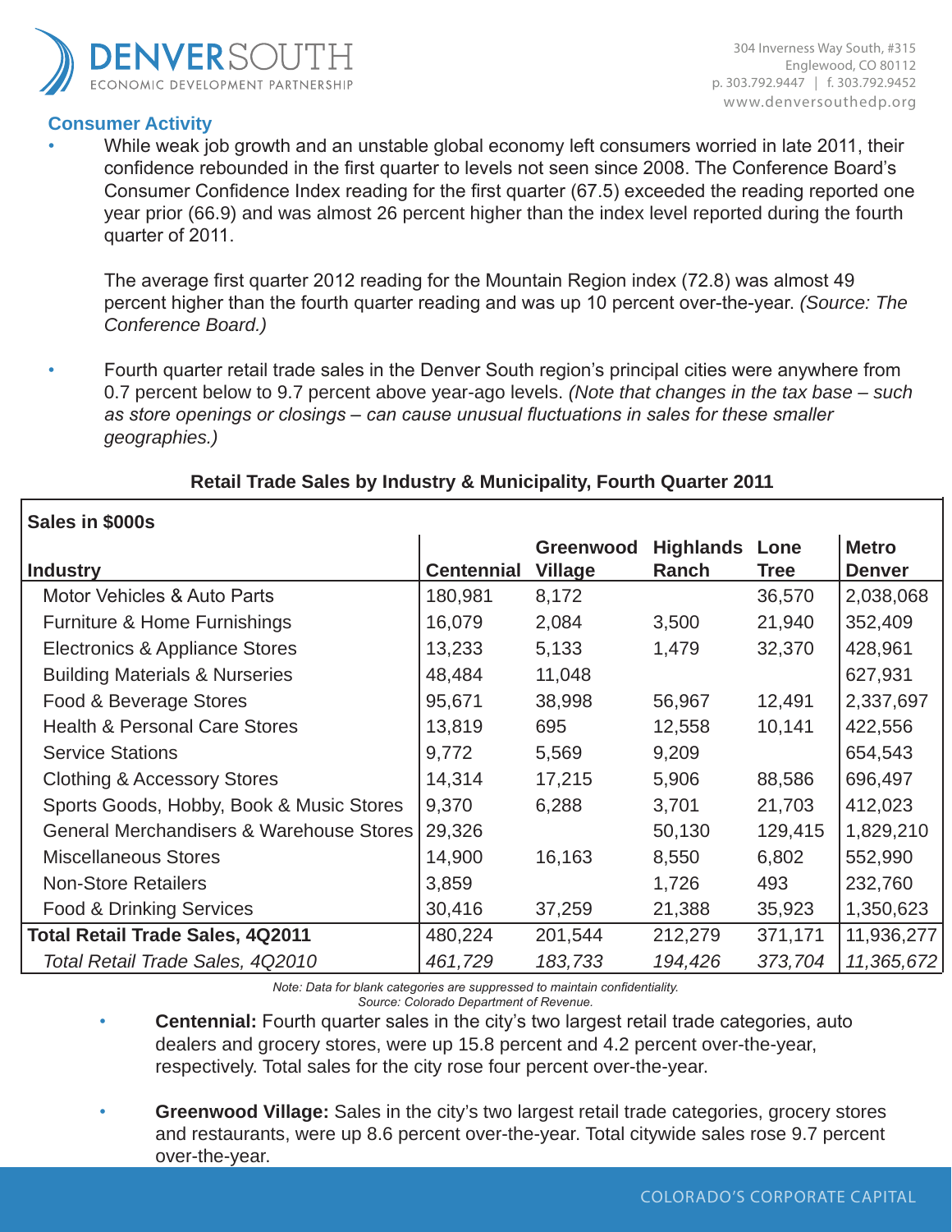## Consumer Activity

- While weak job growth and an unstable global economy left consumers worried in late 2011, their confidence rebounded in the first quarter to levels not seen since 2008. The Conference Board's Consumer Confidence Index reading for the first quarter (67.5) exceeded the reading reported one year prior (66.9) and was almost 26 percent higher than the index level reported during the fourth quarter of 2011.

  The average first quarter 2012 reading for the Mountain Region index (72.8) was almost 49 percent higher than the fourth quarter reading and was up 10 percent over-the-year. *(Source: The Conference Board.)*

- Fourth quarter retail trade sales in the Denver South region's principal cities were anywhere from 0.7 percent below to 9.7 percent above year-ago levels. *(Note that changes in the tax base – such as store openings or closings – can cause unusual fluctuations in sales for these smaller geographies.)*

**Retail Trade Sales by Industry & Municipality, Fourth Quarter 2011**

| Sales in $000s | | | | | |
|---|---|---|---|---|---|
| **Industry** | **Centennial** | **Greenwood Village** | **Highlands Ranch** | **Lone Tree** | **Metro Denver** |
| Motor Vehicles & Auto Parts | 180,981 | 8,172 | | 36,570 | 2,038,068 |
| Furniture & Home Furnishings | 16,079 | 2,084 | 3,500 | 21,940 | 352,409 |
| Electronics & Appliance Stores | 13,233 | 5,133 | 1,479 | 32,370 | 428,961 |
| Building Materials & Nurseries | 48,484 | 11,048 | | | 627,931 |
| Food & Beverage Stores | 95,671 | 38,998 | 56,967 | 12,491 | 2,337,697 |
| Health & Personal Care Stores | 13,819 | 695 | 12,558 | 10,141 | 422,556 |
| Service Stations | 9,772 | 5,569 | 9,209 | | 654,543 |
| Clothing & Accessory Stores | 14,314 | 17,215 | 5,906 | 88,586 | 696,497 |
| Sports Goods, Hobby, Book & Music Stores | 9,370 | 6,288 | 3,701 | 21,703 | 412,023 |
| General Merchandisers & Warehouse Stores | 29,326 | | 50,130 | 129,415 | 1,829,210 |
| Miscellaneous Stores | 14,900 | 16,163 | 8,550 | 6,802 | 552,990 |
| Non-Store Retailers | 3,859 | | 1,726 | 493 | 232,760 |
| Food & Drinking Services | 30,416 | 37,259 | 21,388 | 35,923 | 1,350,623 |
| **Total Retail Trade Sales, 4Q2011** | 480,224 | 201,544 | 212,279 | 371,171 | 11,936,277 |
| *Total Retail Trade Sales, 4Q2010* | *461,729* | *183,733* | *194,426* | *373,704* | *11,365,672* |

*Note: Data for blank categories are suppressed to maintain confidentiality.*
*Source: Colorado Department of Revenue.*

- **Centennial:** Fourth quarter sales in the city's two largest retail trade categories, auto dealers and grocery stores, were up 15.8 percent and 4.2 percent over-the-year, respectively. Total sales for the city rose four percent over-the-year.

- **Greenwood Village:** Sales in the city's two largest retail trade categories, grocery stores and restaurants, were up 8.6 percent over-the-year. Total citywide sales rose 9.7 percent over-the-year.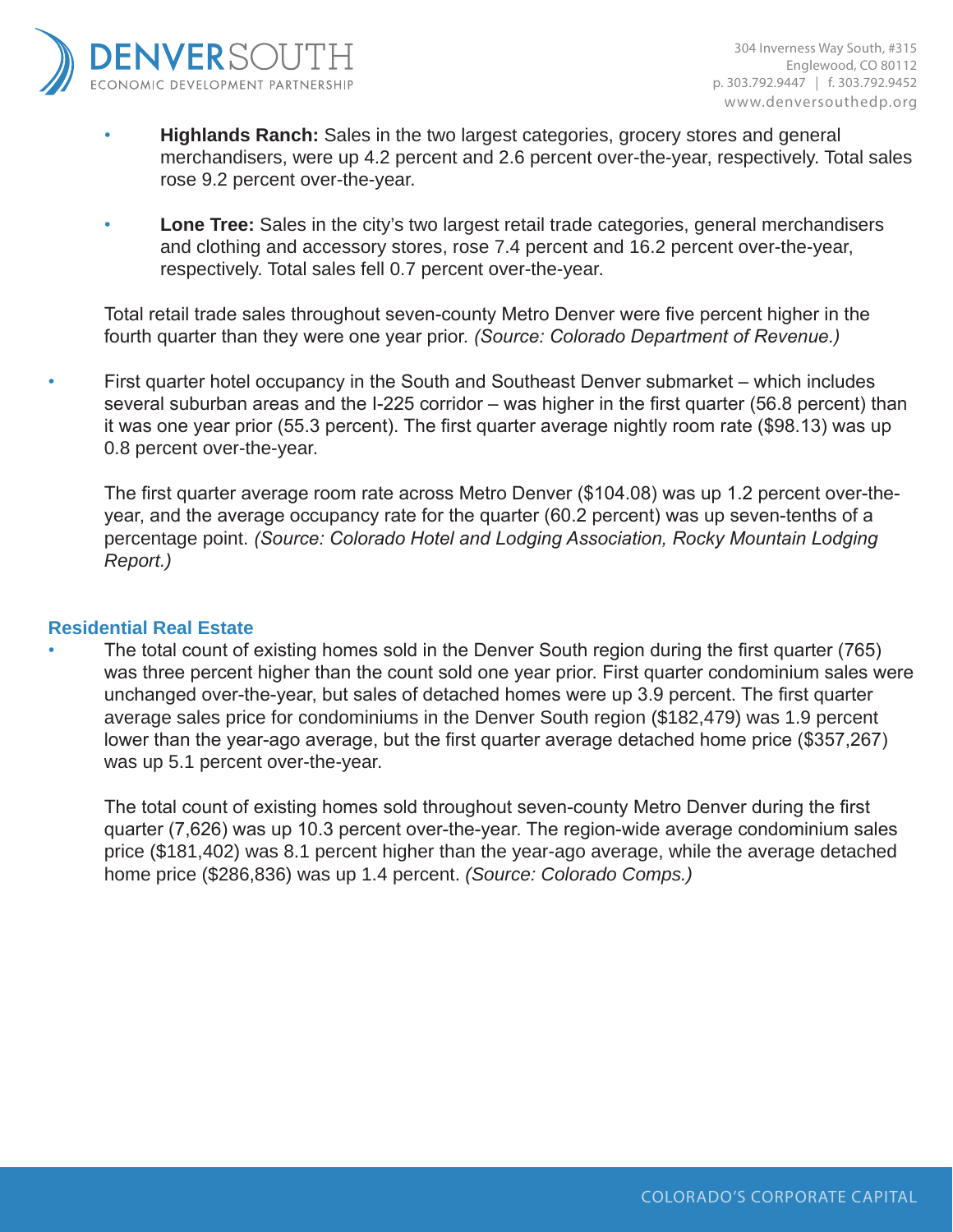- **Highlands Ranch:** Sales in the two largest categories, grocery stores and general merchandisers, were up 4.2 percent and 2.6 percent over-the-year, respectively. Total sales rose 9.2 percent over-the-year.

- **Lone Tree:** Sales in the city's two largest retail trade categories, general merchandisers and clothing and accessory stores, rose 7.4 percent and 16.2 percent over-the-year, respectively. Total sales fell 0.7 percent over-the-year.

Total retail trade sales throughout seven-county Metro Denver were five percent higher in the fourth quarter than they were one year prior. *(Source: Colorado Department of Revenue.)*

- First quarter hotel occupancy in the South and Southeast Denver submarket – which includes several suburban areas and the I-225 corridor – was higher in the first quarter (56.8 percent) than it was one year prior (55.3 percent). The first quarter average nightly room rate ($98.13) was up 0.8 percent over-the-year.

  The first quarter average room rate across Metro Denver ($104.08) was up 1.2 percent over-the-year, and the average occupancy rate for the quarter (60.2 percent) was up seven-tenths of a percentage point. *(Source: Colorado Hotel and Lodging Association, Rocky Mountain Lodging Report.)*

### Residential Real Estate

- The total count of existing homes sold in the Denver South region during the first quarter (765) was three percent higher than the count sold one year prior. First quarter condominium sales were unchanged over-the-year, but sales of detached homes were up 3.9 percent. The first quarter average sales price for condominiums in the Denver South region ($182,479) was 1.9 percent lower than the year-ago average, but the first quarter average detached home price ($357,267) was up 5.1 percent over-the-year.

  The total count of existing homes sold throughout seven-county Metro Denver during the first quarter (7,626) was up 10.3 percent over-the-year. The region-wide average condominium sales price ($181,402) was 8.1 percent higher than the year-ago average, while the average detached home price ($286,836) was up 1.4 percent. *(Source: Colorado Comps.)*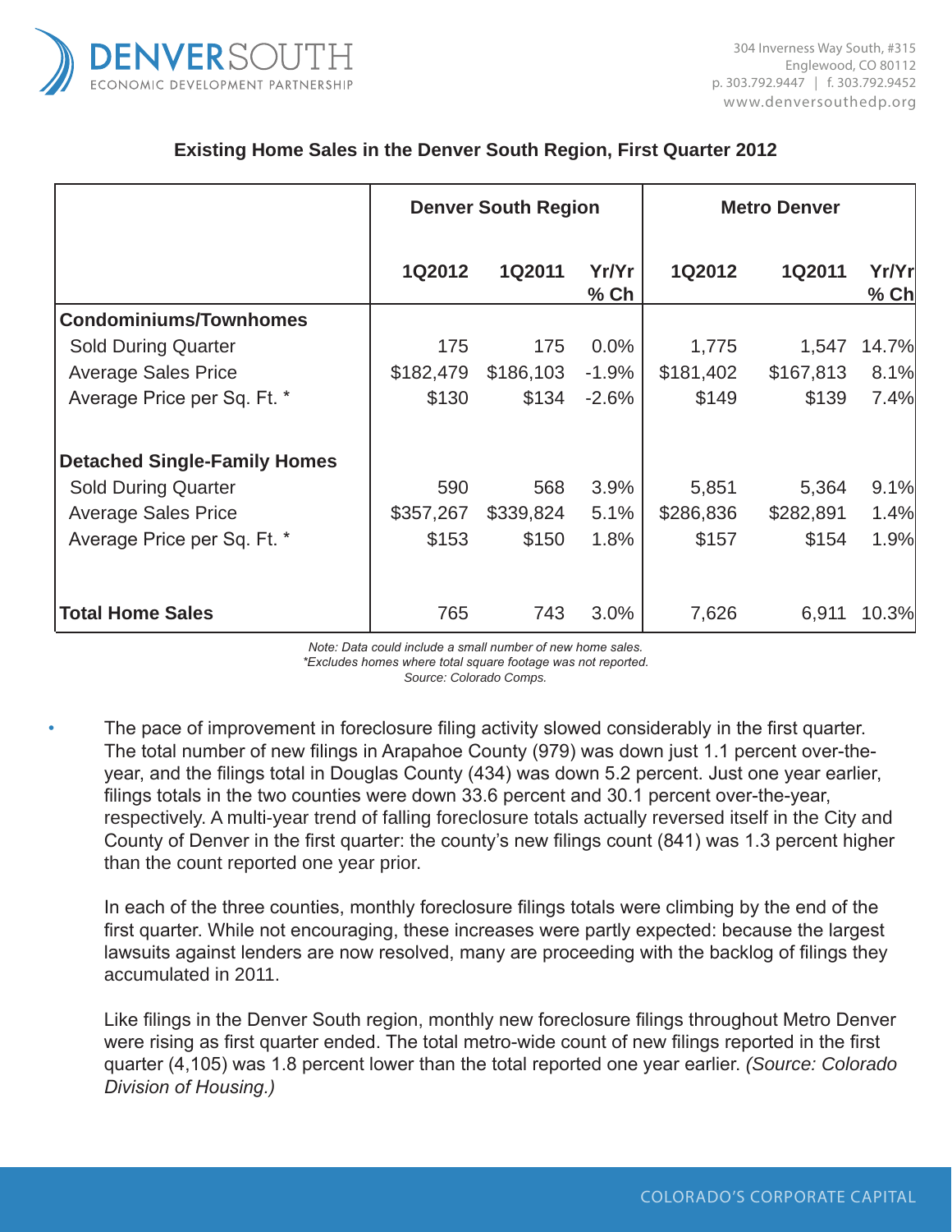## Existing Home Sales in the Denver South Region, First Quarter 2012

| | Denver South Region | | | Metro Denver | | |
|---|---|---|---|---|---|---|
| | 1Q2012 | 1Q2011 | Yr/Yr % Ch | 1Q2012 | 1Q2011 | Yr/Yr % Ch |
| **Condominiums/Townhomes** | | | | | | |
| Sold During Quarter | 175 | 175 | 0.0% | 1,775 | 1,547 | 14.7% |
| Average Sales Price | $182,479 | $186,103 | -1.9% | $181,402 | $167,813 | 8.1% |
| Average Price per Sq. Ft. * | $130 | $134 | -2.6% | $149 | $139 | 7.4% |
| **Detached Single-Family Homes** | | | | | | |
| Sold During Quarter | 590 | 568 | 3.9% | 5,851 | 5,364 | 9.1% |
| Average Sales Price | $357,267 | $339,824 | 5.1% | $286,836 | $282,891 | 1.4% |
| Average Price per Sq. Ft. * | $153 | $150 | 1.8% | $157 | $154 | 1.9% |
| **Total Home Sales** | 765 | 743 | 3.0% | 7,626 | 6,911 | 10.3% |

*Note: Data could include a small number of new home sales.*
*\*Excludes homes where total square footage was not reported.*
*Source: Colorado Comps.*

- The pace of improvement in foreclosure filing activity slowed considerably in the first quarter. The total number of new filings in Arapahoe County (979) was down just 1.1 percent over-the-year, and the filings total in Douglas County (434) was down 5.2 percent. Just one year earlier, filings totals in the two counties were down 33.6 percent and 30.1 percent over-the-year, respectively. A multi-year trend of falling foreclosure totals actually reversed itself in the City and County of Denver in the first quarter: the county's new filings count (841) was 1.3 percent higher than the count reported one year prior.

  In each of the three counties, monthly foreclosure filings totals were climbing by the end of the first quarter. While not encouraging, these increases were partly expected: because the largest lawsuits against lenders are now resolved, many are proceeding with the backlog of filings they accumulated in 2011.

  Like filings in the Denver South region, monthly new foreclosure filings throughout Metro Denver were rising as first quarter ended. The total metro-wide count of new filings reported in the first quarter (4,105) was 1.8 percent lower than the total reported one year earlier. *(Source: Colorado Division of Housing.)*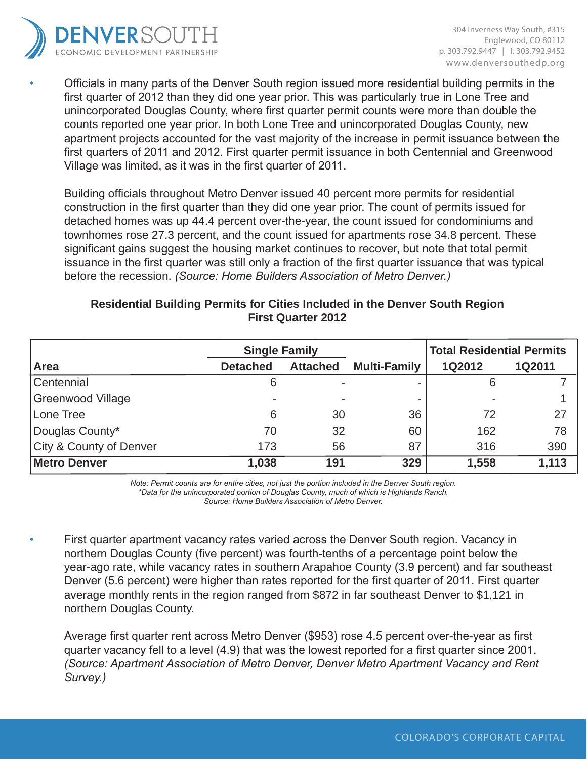- Officials in many parts of the Denver South region issued more residential building permits in the first quarter of 2012 than they did one year prior. This was particularly true in Lone Tree and unincorporated Douglas County, where first quarter permit counts were more than double the counts reported one year prior. In both Lone Tree and unincorporated Douglas County, new apartment projects accounted for the vast majority of the increase in permit issuance between the first quarters of 2011 and 2012. First quarter permit issuance in both Centennial and Greenwood Village was limited, as it was in the first quarter of 2011.

  Building officials throughout Metro Denver issued 40 percent more permits for residential construction in the first quarter than they did one year prior. The count of permits issued for detached homes was up 44.4 percent over-the-year, the count issued for condominiums and townhomes rose 27.3 percent, and the count issued for apartments rose 34.8 percent. These significant gains suggest the housing market continues to recover, but note that total permit issuance in the first quarter was still only a fraction of the first quarter issuance that was typical before the recession. *(Source: Home Builders Association of Metro Denver.)*

**Residential Building Permits for Cities Included in the Denver South Region**
**First Quarter 2012**

| | Single Family | | | Total Residential Permits | |
|---|---|---|---|---|---|
| **Area** | **Detached** | **Attached** | **Multi-Family** | **1Q2012** | **1Q2011** |
| Centennial | 6 | - | - | 6 | 7 |
| Greenwood Village | - | - | - | - | 1 |
| Lone Tree | 6 | 30 | 36 | 72 | 27 |
| Douglas County* | 70 | 32 | 60 | 162 | 78 |
| City & County of Denver | 173 | 56 | 87 | 316 | 390 |
| **Metro Denver** | **1,038** | **191** | **329** | **1,558** | **1,113** |

*Note: Permit counts are for entire cities, not just the portion included in the Denver South region.*
*\*Data for the unincorporated portion of Douglas County, much of which is Highlands Ranch.*
*Source: Home Builders Association of Metro Denver.*

- First quarter apartment vacancy rates varied across the Denver South region. Vacancy in northern Douglas County (five percent) was fourth-tenths of a percentage point below the year-ago rate, while vacancy rates in southern Arapahoe County (3.9 percent) and far southeast Denver (5.6 percent) were higher than rates reported for the first quarter of 2011. First quarter average monthly rents in the region ranged from $872 in far southeast Denver to $1,121 in northern Douglas County.

  Average first quarter rent across Metro Denver ($953) rose 4.5 percent over-the-year as first quarter vacancy fell to a level (4.9) that was the lowest reported for a first quarter since 2001. *(Source: Apartment Association of Metro Denver, Denver Metro Apartment Vacancy and Rent Survey.)*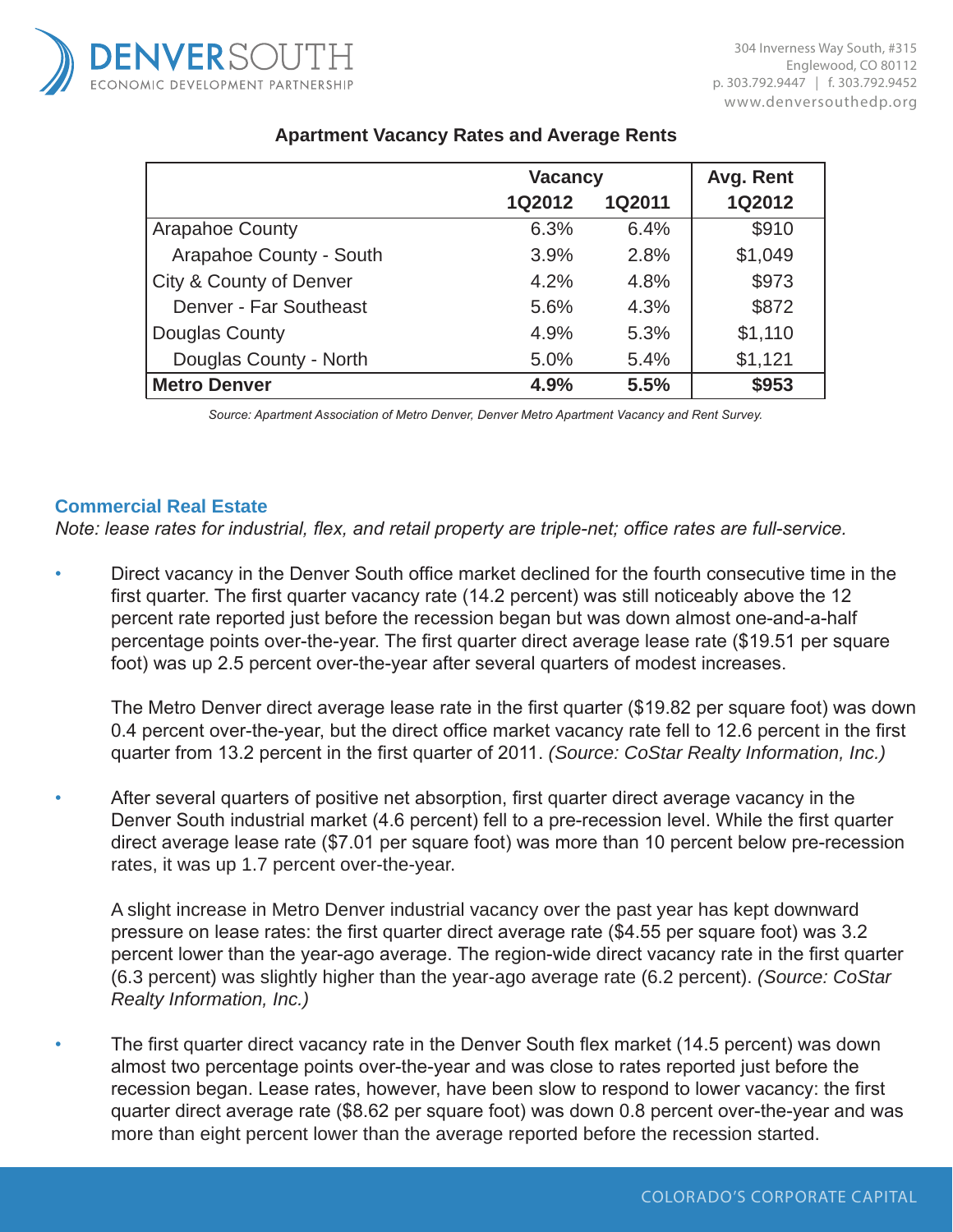### Apartment Vacancy Rates and Average Rents

| | Vacancy | | Avg. Rent |
|---|---|---|---|
| | 1Q2012 | 1Q2011 | 1Q2012 |
| Arapahoe County | 6.3% | 6.4% | $910 |
| Arapahoe County - South | 3.9% | 2.8% | $1,049 |
| City & County of Denver | 4.2% | 4.8% | $973 |
| Denver - Far Southeast | 5.6% | 4.3% | $872 |
| Douglas County | 4.9% | 5.3% | $1,110 |
| Douglas County - North | 5.0% | 5.4% | $1,121 |
| **Metro Denver** | **4.9%** | **5.5%** | **$953** |

*Source: Apartment Association of Metro Denver, Denver Metro Apartment Vacancy and Rent Survey.*

### Commercial Real Estate

*Note: lease rates for industrial, flex, and retail property are triple-net; office rates are full-service.*

- Direct vacancy in the Denver South office market declined for the fourth consecutive time in the first quarter. The first quarter vacancy rate (14.2 percent) was still noticeably above the 12 percent rate reported just before the recession began but was down almost one-and-a-half percentage points over-the-year. The first quarter direct average lease rate ($19.51 per square foot) was up 2.5 percent over-the-year after several quarters of modest increases.

  The Metro Denver direct average lease rate in the first quarter ($19.82 per square foot) was down 0.4 percent over-the-year, but the direct office market vacancy rate fell to 12.6 percent in the first quarter from 13.2 percent in the first quarter of 2011. *(Source: CoStar Realty Information, Inc.)*

- After several quarters of positive net absorption, first quarter direct average vacancy in the Denver South industrial market (4.6 percent) fell to a pre-recession level. While the first quarter direct average lease rate ($7.01 per square foot) was more than 10 percent below pre-recession rates, it was up 1.7 percent over-the-year.

  A slight increase in Metro Denver industrial vacancy over the past year has kept downward pressure on lease rates: the first quarter direct average rate ($4.55 per square foot) was 3.2 percent lower than the year-ago average. The region-wide direct vacancy rate in the first quarter (6.3 percent) was slightly higher than the year-ago average rate (6.2 percent). *(Source: CoStar Realty Information, Inc.)*

- The first quarter direct vacancy rate in the Denver South flex market (14.5 percent) was down almost two percentage points over-the-year and was close to rates reported just before the recession began. Lease rates, however, have been slow to respond to lower vacancy: the first quarter direct average rate ($8.62 per square foot) was down 0.8 percent over-the-year and was more than eight percent lower than the average reported before the recession started.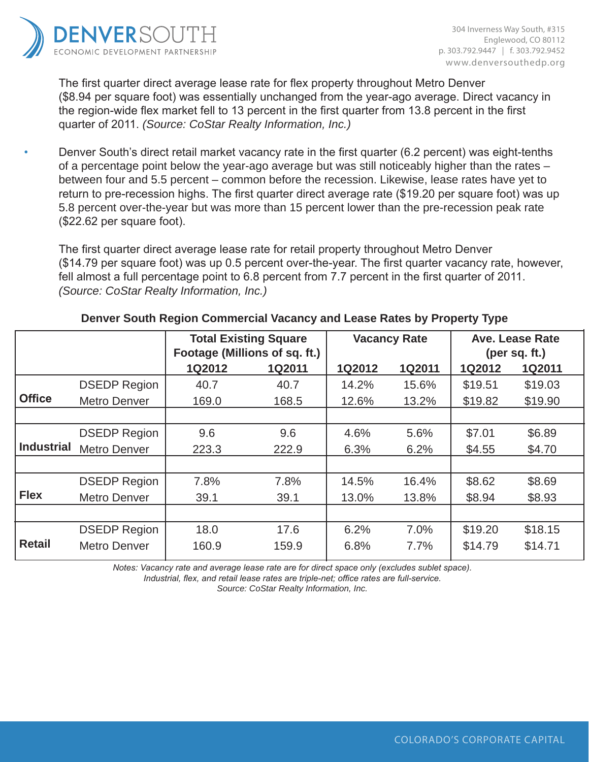The first quarter direct average lease rate for flex property throughout Metro Denver ($8.94 per square foot) was essentially unchanged from the year-ago average. Direct vacancy in the region-wide flex market fell to 13 percent in the first quarter from 13.8 percent in the first quarter of 2011. *(Source: CoStar Realty Information, Inc.)*

- Denver South's direct retail market vacancy rate in the first quarter (6.2 percent) was eight-tenths of a percentage point below the year-ago average but was still noticeably higher than the rates – between four and 5.5 percent – common before the recession. Likewise, lease rates have yet to return to pre-recession highs. The first quarter direct average rate ($19.20 per square foot) was up 5.8 percent over-the-year but was more than 15 percent lower than the pre-recession peak rate ($22.62 per square foot).

  The first quarter direct average lease rate for retail property throughout Metro Denver ($14.79 per square foot) was up 0.5 percent over-the-year. The first quarter vacancy rate, however, fell almost a full percentage point to 6.8 percent from 7.7 percent in the first quarter of 2011. *(Source: CoStar Realty Information, Inc.)*

**Denver South Region Commercial Vacancy and Lease Rates by Property Type**

| | | Total Existing Square Footage (Millions of sq. ft.) | | Vacancy Rate | | Ave. Lease Rate (per sq. ft.) | |
|---|---|---|---|---|---|---|---|
| | | 1Q2012 | 1Q2011 | 1Q2012 | 1Q2011 | 1Q2012 | 1Q2011 |
| **Office** | DSEDP Region | 40.7 | 40.7 | 14.2% | 15.6% | $19.51 | $19.03 |
| | Metro Denver | 169.0 | 168.5 | 12.6% | 13.2% | $19.82 | $19.90 |
| **Industrial** | DSEDP Region | 9.6 | 9.6 | 4.6% | 5.6% | $7.01 | $6.89 |
| | Metro Denver | 223.3 | 222.9 | 6.3% | 6.2% | $4.55 | $4.70 |
| **Flex** | DSEDP Region | 7.8% | 7.8% | 14.5% | 16.4% | $8.62 | $8.69 |
| | Metro Denver | 39.1 | 39.1 | 13.0% | 13.8% | $8.94 | $8.93 |
| **Retail** | DSEDP Region | 18.0 | 17.6 | 6.2% | 7.0% | $19.20 | $18.15 |
| | Metro Denver | 160.9 | 159.9 | 6.8% | 7.7% | $14.79 | $14.71 |

*Notes: Vacancy rate and average lease rate are for direct space only (excludes sublet space).*
*Industrial, flex, and retail lease rates are triple-net; office rates are full-service.*
*Source: CoStar Realty Information, Inc.*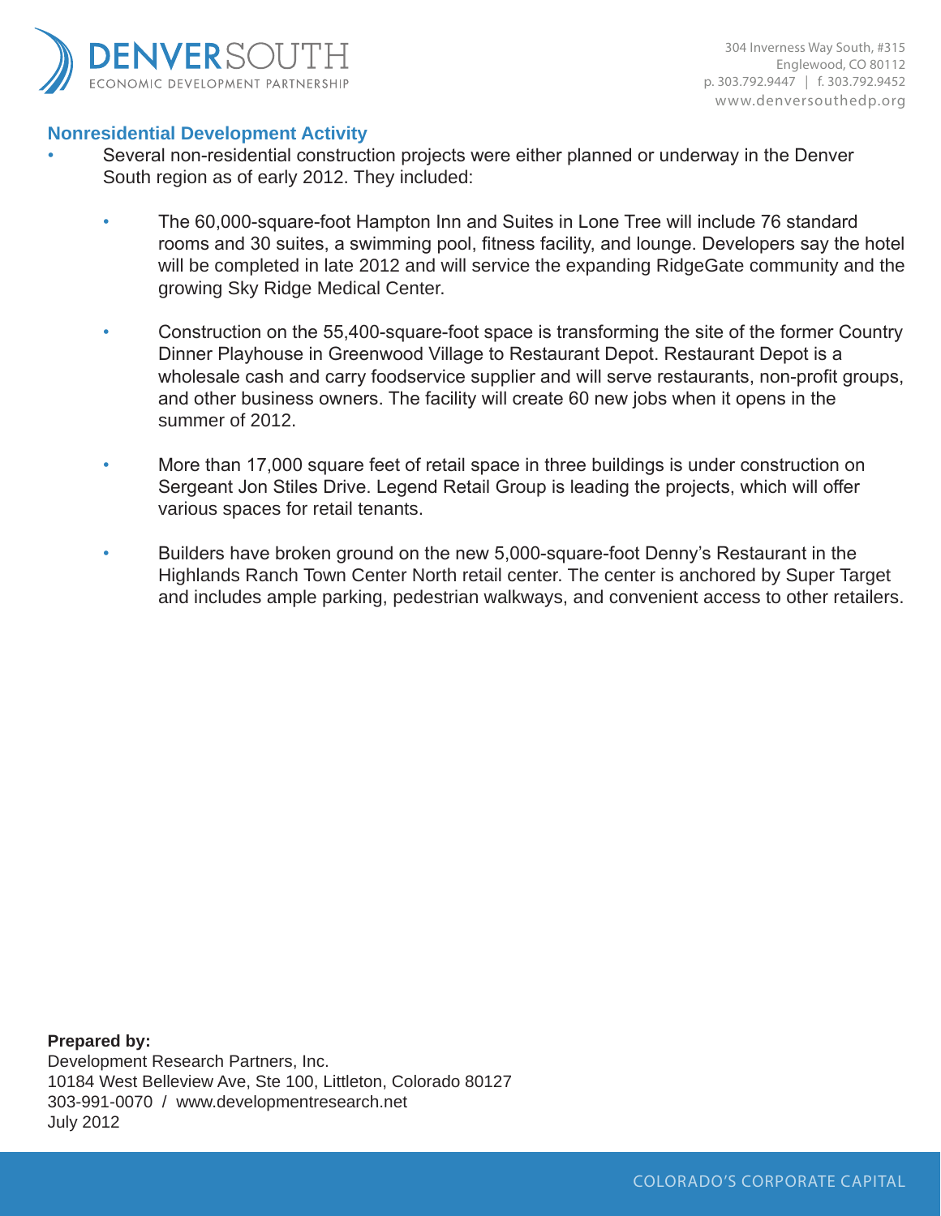## Nonresidential Development Activity

- Several non-residential construction projects were either planned or underway in the Denver South region as of early 2012. They included:

    - The 60,000-square-foot Hampton Inn and Suites in Lone Tree will include 76 standard rooms and 30 suites, a swimming pool, fitness facility, and lounge. Developers say the hotel will be completed in late 2012 and will service the expanding RidgeGate community and the growing Sky Ridge Medical Center.

    - Construction on the 55,400-square-foot space is transforming the site of the former Country Dinner Playhouse in Greenwood Village to Restaurant Depot. Restaurant Depot is a wholesale cash and carry foodservice supplier and will serve restaurants, non-profit groups, and other business owners. The facility will create 60 new jobs when it opens in the summer of 2012.

    - More than 17,000 square feet of retail space in three buildings is under construction on Sergeant Jon Stiles Drive. Legend Retail Group is leading the projects, which will offer various spaces for retail tenants.

    - Builders have broken ground on the new 5,000-square-foot Denny's Restaurant in the Highlands Ranch Town Center North retail center. The center is anchored by Super Target and includes ample parking, pedestrian walkways, and convenient access to other retailers.

**Prepared by:**
Development Research Partners, Inc.
10184 West Belleview Ave, Ste 100, Littleton, Colorado 80127
303-991-0070 / www.developmentresearch.net
July 2012